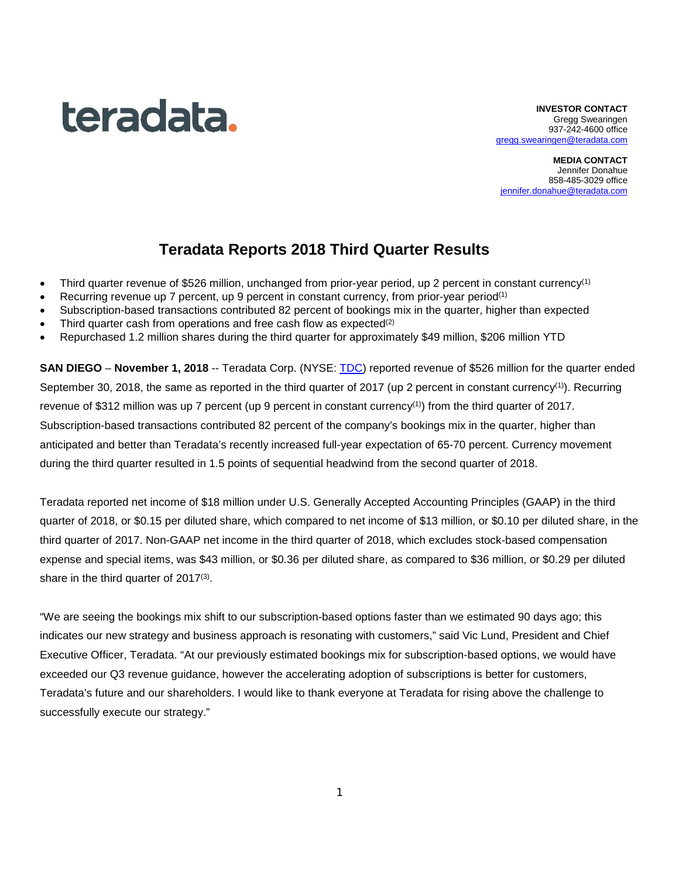teradata.

**INVESTOR CONTACT**
Gregg Swearingen
937-242-4600 office
gregg.swearingen@teradata.com

**MEDIA CONTACT**
Jennifer Donahue
858-485-3029 office
jennifer.donahue@teradata.com

# Teradata Reports 2018 Third Quarter Results

- Third quarter revenue of $526 million, unchanged from prior-year period, up 2 percent in constant currency(1)
- Recurring revenue up 7 percent, up 9 percent in constant currency, from prior-year period(1)
- Subscription-based transactions contributed 82 percent of bookings mix in the quarter, higher than expected
- Third quarter cash from operations and free cash flow as expected(2)
- Repurchased 1.2 million shares during the third quarter for approximately $49 million, $206 million YTD

**SAN DIEGO** – **November 1, 2018** -- Teradata Corp. (NYSE: TDC) reported revenue of $526 million for the quarter ended September 30, 2018, the same as reported in the third quarter of 2017 (up 2 percent in constant currency(1)). Recurring revenue of $312 million was up 7 percent (up 9 percent in constant currency(1)) from the third quarter of 2017. Subscription-based transactions contributed 82 percent of the company's bookings mix in the quarter, higher than anticipated and better than Teradata's recently increased full-year expectation of 65-70 percent. Currency movement during the third quarter resulted in 1.5 points of sequential headwind from the second quarter of 2018.

Teradata reported net income of $18 million under U.S. Generally Accepted Accounting Principles (GAAP) in the third quarter of 2018, or $0.15 per diluted share, which compared to net income of $13 million, or $0.10 per diluted share, in the third quarter of 2017. Non-GAAP net income in the third quarter of 2018, which excludes stock-based compensation expense and special items, was $43 million, or $0.36 per diluted share, as compared to $36 million, or $0.29 per diluted share in the third quarter of 2017(3).

"We are seeing the bookings mix shift to our subscription-based options faster than we estimated 90 days ago; this indicates our new strategy and business approach is resonating with customers," said Vic Lund, President and Chief Executive Officer, Teradata. "At our previously estimated bookings mix for subscription-based options, we would have exceeded our Q3 revenue guidance, however the accelerating adoption of subscriptions is better for customers, Teradata's future and our shareholders. I would like to thank everyone at Teradata for rising above the challenge to successfully execute our strategy."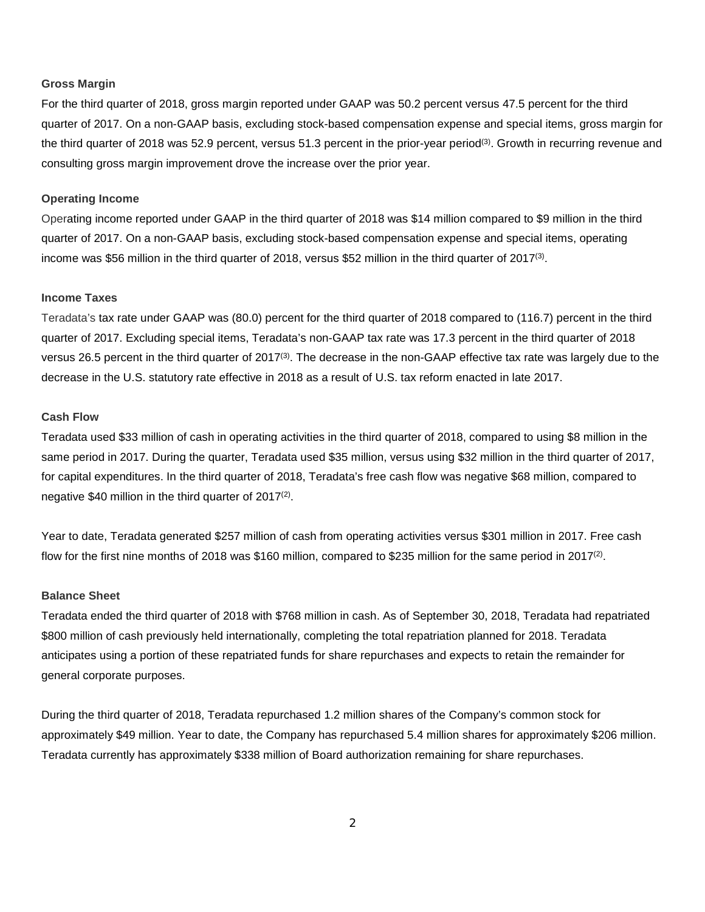### Gross Margin

For the third quarter of 2018, gross margin reported under GAAP was 50.2 percent versus 47.5 percent for the third quarter of 2017. On a non-GAAP basis, excluding stock-based compensation expense and special items, gross margin for the third quarter of 2018 was 52.9 percent, versus 51.3 percent in the prior-year period(3). Growth in recurring revenue and consulting gross margin improvement drove the increase over the prior year.

### Operating Income

Operating income reported under GAAP in the third quarter of 2018 was $14 million compared to $9 million in the third quarter of 2017. On a non-GAAP basis, excluding stock-based compensation expense and special items, operating income was $56 million in the third quarter of 2018, versus $52 million in the third quarter of 2017(3).

### Income Taxes

Teradata's tax rate under GAAP was (80.0) percent for the third quarter of 2018 compared to (116.7) percent in the third quarter of 2017. Excluding special items, Teradata's non-GAAP tax rate was 17.3 percent in the third quarter of 2018 versus 26.5 percent in the third quarter of 2017(3). The decrease in the non-GAAP effective tax rate was largely due to the decrease in the U.S. statutory rate effective in 2018 as a result of U.S. tax reform enacted in late 2017.

### Cash Flow

Teradata used $33 million of cash in operating activities in the third quarter of 2018, compared to using $8 million in the same period in 2017. During the quarter, Teradata used $35 million, versus using $32 million in the third quarter of 2017, for capital expenditures. In the third quarter of 2018, Teradata's free cash flow was negative $68 million, compared to negative $40 million in the third quarter of 2017(2).

Year to date, Teradata generated $257 million of cash from operating activities versus $301 million in 2017. Free cash flow for the first nine months of 2018 was $160 million, compared to $235 million for the same period in 2017(2).

### Balance Sheet

Teradata ended the third quarter of 2018 with $768 million in cash. As of September 30, 2018, Teradata had repatriated $800 million of cash previously held internationally, completing the total repatriation planned for 2018. Teradata anticipates using a portion of these repatriated funds for share repurchases and expects to retain the remainder for general corporate purposes.

During the third quarter of 2018, Teradata repurchased 1.2 million shares of the Company's common stock for approximately $49 million. Year to date, the Company has repurchased 5.4 million shares for approximately $206 million. Teradata currently has approximately $338 million of Board authorization remaining for share repurchases.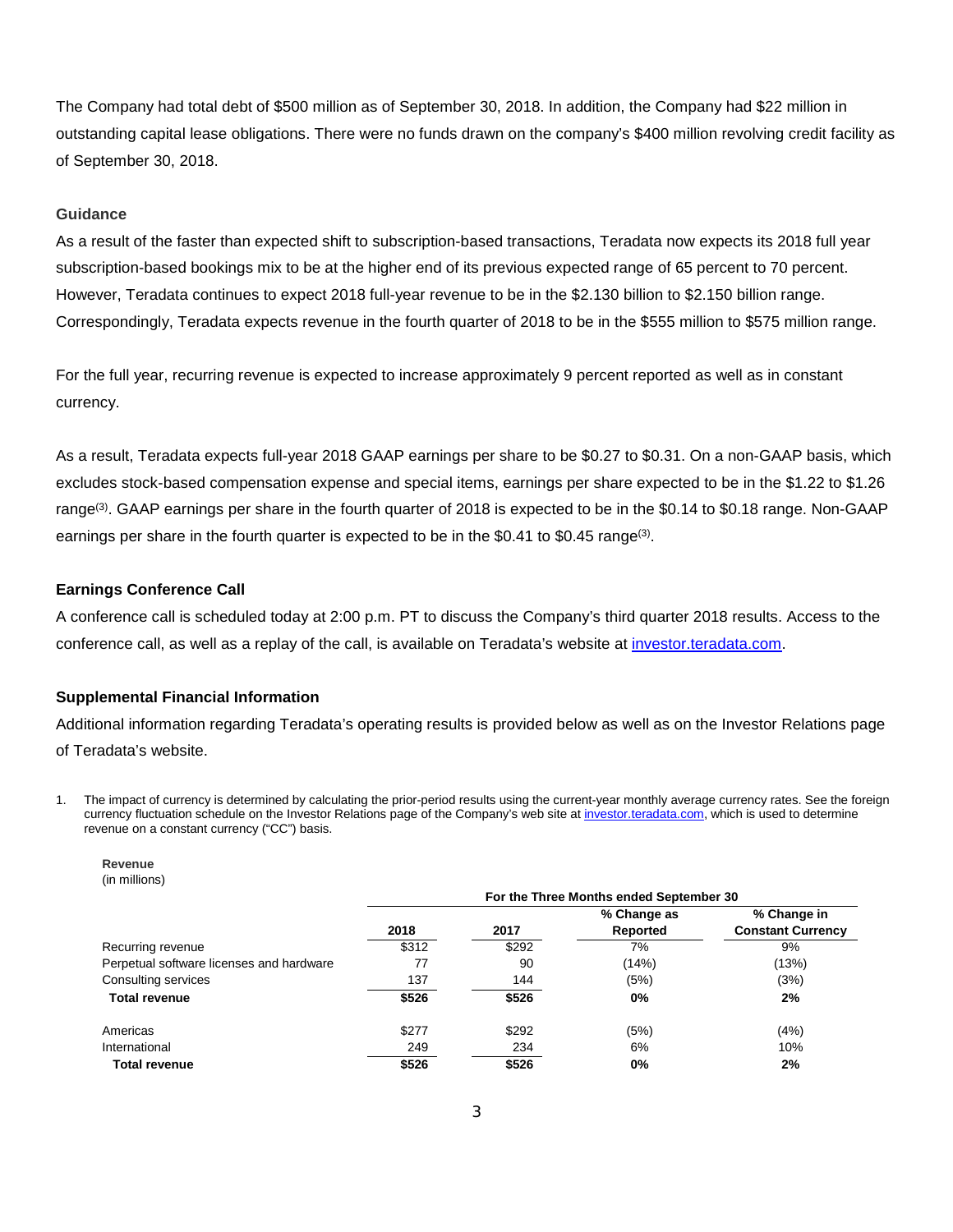The Company had total debt of $500 million as of September 30, 2018. In addition, the Company had $22 million in outstanding capital lease obligations. There were no funds drawn on the company's $400 million revolving credit facility as of September 30, 2018.

### Guidance

As a result of the faster than expected shift to subscription-based transactions, Teradata now expects its 2018 full year subscription-based bookings mix to be at the higher end of its previous expected range of 65 percent to 70 percent. However, Teradata continues to expect 2018 full-year revenue to be in the $2.130 billion to $2.150 billion range. Correspondingly, Teradata expects revenue in the fourth quarter of 2018 to be in the $555 million to $575 million range.

For the full year, recurring revenue is expected to increase approximately 9 percent reported as well as in constant currency.

As a result, Teradata expects full-year 2018 GAAP earnings per share to be $0.27 to $0.31. On a non-GAAP basis, which excludes stock-based compensation expense and special items, earnings per share expected to be in the $1.22 to $1.26 range[3]. GAAP earnings per share in the fourth quarter of 2018 is expected to be in the $0.14 to $0.18 range. Non-GAAP earnings per share in the fourth quarter is expected to be in the $0.41 to $0.45 range[3].

### Earnings Conference Call

A conference call is scheduled today at 2:00 p.m. PT to discuss the Company's third quarter 2018 results. Access to the conference call, as well as a replay of the call, is available on Teradata's website at investor.teradata.com.

### Supplemental Financial Information

Additional information regarding Teradata's operating results is provided below as well as on the Investor Relations page of Teradata's website.

1. The impact of currency is determined by calculating the prior-period results using the current-year monthly average currency rates. See the foreign currency fluctuation schedule on the Investor Relations page of the Company's web site at investor.teradata.com, which is used to determine revenue on a constant currency ("CC") basis.

**Revenue**
(in millions)

| | For the Three Months ended September 30 | | | |
|---|---|---|---|---|
| | 2018 | 2017 | % Change as Reported | % Change in Constant Currency |
| Recurring revenue | $312 | $292 | 7% | 9% |
| Perpetual software licenses and hardware | 77 | 90 | (14%) | (13%) |
| Consulting services | 137 | 144 | (5%) | (3%) |
| **Total revenue** | **$526** | **$526** | **0%** | **2%** |
| | | | | |
| Americas | $277 | $292 | (5%) | (4%) |
| International | 249 | 234 | 6% | 10% |
| **Total revenue** | **$526** | **$526** | **0%** | **2%** |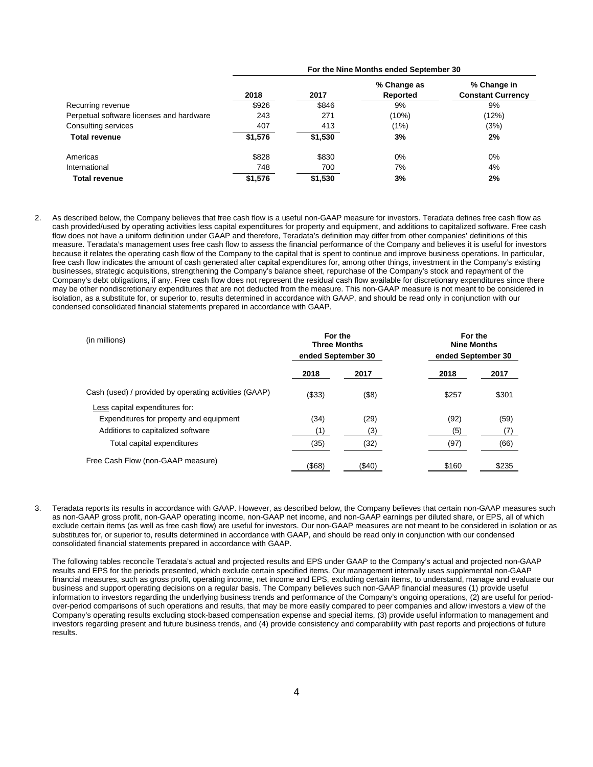| | For the Nine Months ended September 30 | | | |
|---|---|---|---|---|
| | 2018 | 2017 | % Change as Reported | % Change in Constant Currency |
| Recurring revenue | $926 | $846 | 9% | 9% |
| Perpetual software licenses and hardware | 243 | 271 | (10%) | (12%) |
| Consulting services | 407 | 413 | (1%) | (3%) |
| **Total revenue** | **$1,576** | **$1,530** | **3%** | **2%** |
| Americas | $828 | $830 | 0% | 0% |
| International | 748 | 700 | 7% | 4% |
| **Total revenue** | **$1,576** | **$1,530** | **3%** | **2%** |

2. As described below, the Company believes that free cash flow is a useful non-GAAP measure for investors. Teradata defines free cash flow as cash provided/used by operating activities less capital expenditures for property and equipment, and additions to capitalized software. Free cash flow does not have a uniform definition under GAAP and therefore, Teradata's definition may differ from other companies' definitions of this measure. Teradata's management uses free cash flow to assess the financial performance of the Company and believes it is useful for investors because it relates the operating cash flow of the Company to the capital that is spent to continue and improve business operations. In particular, free cash flow indicates the amount of cash generated after capital expenditures for, among other things, investment in the Company's existing businesses, strategic acquisitions, strengthening the Company's balance sheet, repurchase of the Company's stock and repayment of the Company's debt obligations, if any. Free cash flow does not represent the residual cash flow available for discretionary expenditures since there may be other nondiscretionary expenditures that are not deducted from the measure. This non-GAAP measure is not meant to be considered in isolation, as a substitute for, or superior to, results determined in accordance with GAAP, and should be read only in conjunction with our condensed consolidated financial statements prepared in accordance with GAAP.

| (in millions) | For the Three Months ended September 30 | | For the Nine Months ended September 30 | |
|---|---|---|---|---|
| | 2018 | 2017 | 2018 | 2017 |
| Cash (used) / provided by operating activities (GAAP) | ($33) | ($8) | $257 | $301 |
| Less capital expenditures for: | | | | |
| Expenditures for property and equipment | (34) | (29) | (92) | (59) |
| Additions to capitalized software | (1) | (3) | (5) | (7) |
| Total capital expenditures | (35) | (32) | (97) | (66) |
| Free Cash Flow (non-GAAP measure) | ($68) | ($40) | $160 | $235 |

3. Teradata reports its results in accordance with GAAP. However, as described below, the Company believes that certain non-GAAP measures such as non-GAAP gross profit, non-GAAP operating income, non-GAAP net income, and non-GAAP earnings per diluted share, or EPS, all of which exclude certain items (as well as free cash flow) are useful for investors. Our non-GAAP measures are not meant to be considered in isolation or as substitutes for, or superior to, results determined in accordance with GAAP, and should be read only in conjunction with our condensed consolidated financial statements prepared in accordance with GAAP.

   The following tables reconcile Teradata's actual and projected results and EPS under GAAP to the Company's actual and projected non-GAAP results and EPS for the periods presented, which exclude certain specified items. Our management internally uses supplemental non-GAAP financial measures, such as gross profit, operating income, net income and EPS, excluding certain items, to understand, manage and evaluate our business and support operating decisions on a regular basis. The Company believes such non-GAAP financial measures (1) provide useful information to investors regarding the underlying business trends and performance of the Company's ongoing operations, (2) are useful for period-over-period comparisons of such operations and results, that may be more easily compared to peer companies and allow investors a view of the Company's operating results excluding stock-based compensation expense and special items, (3) provide useful information to management and investors regarding present and future business trends, and (4) provide consistency and comparability with past reports and projections of future results.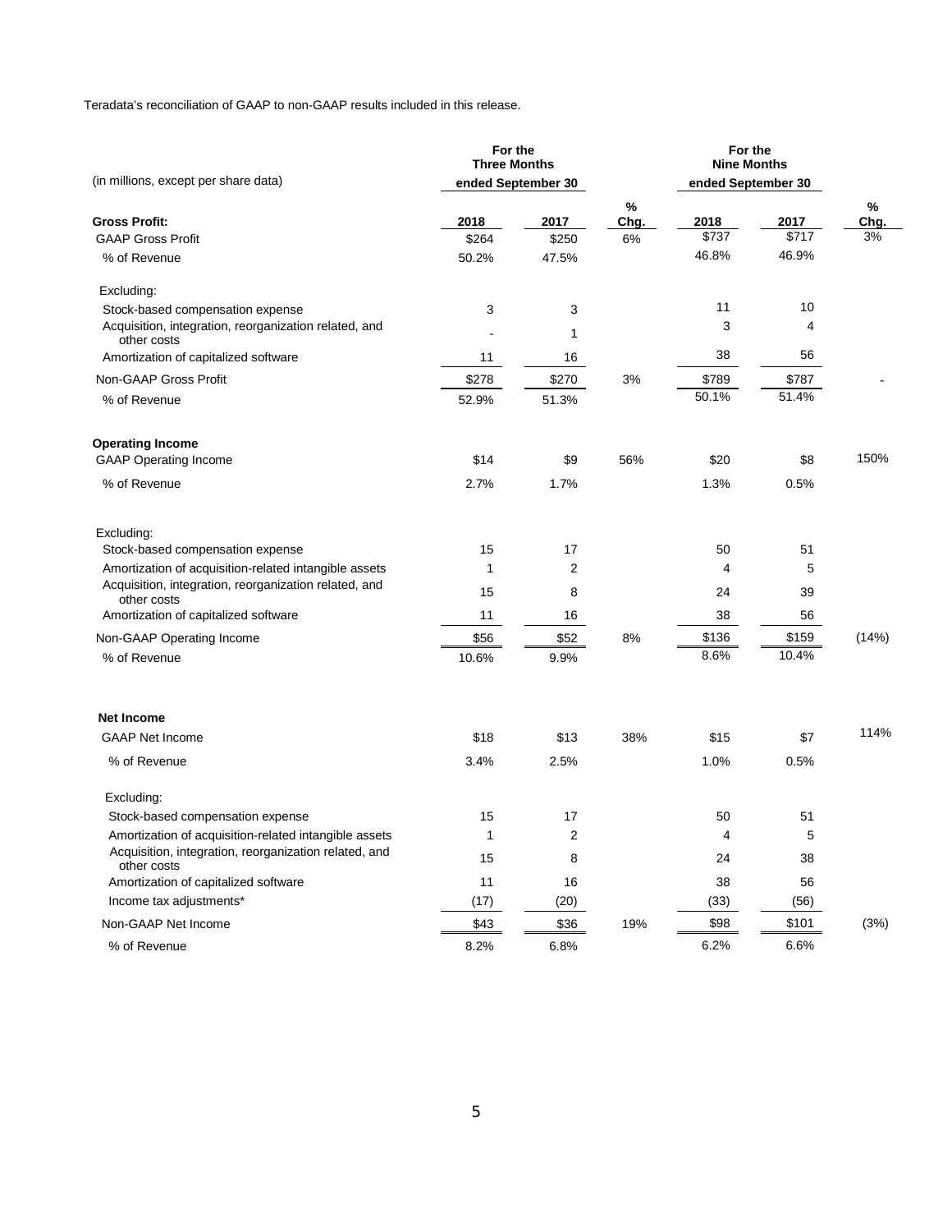Teradata's reconciliation of GAAP to non-GAAP results included in this release.

| (in millions, except per share data) | For the Three Months ended September 30 | | | For the Nine Months ended September 30 | | |
|---|---|---|---|---|---|---|
| **Gross Profit:** | 2018 | 2017 | % Chg. | 2018 | 2017 | % Chg. |
| GAAP Gross Profit | $264 | $250 | 6% | $737 | $717 | 3% |
| % of Revenue | 50.2% | 47.5% | | 46.8% | 46.9% | |
| Excluding: | | | | | | |
| Stock-based compensation expense | 3 | 3 | | 11 | 10 | |
| Acquisition, integration, reorganization related, and other costs | - | 1 | | 3 | 4 | |
| Amortization of capitalized software | 11 | 16 | | 38 | 56 | |
| Non-GAAP Gross Profit | $278 | $270 | 3% | $789 | $787 | - |
| % of Revenue | 52.9% | 51.3% | | 50.1% | 51.4% | |
| **Operating Income** | | | | | | |
| GAAP Operating Income | $14 | $9 | 56% | $20 | $8 | 150% |
| % of Revenue | 2.7% | 1.7% | | 1.3% | 0.5% | |
| Excluding: | | | | | | |
| Stock-based compensation expense | 15 | 17 | | 50 | 51 | |
| Amortization of acquisition-related intangible assets | 1 | 2 | | 4 | 5 | |
| Acquisition, integration, reorganization related, and other costs | 15 | 8 | | 24 | 39 | |
| Amortization of capitalized software | 11 | 16 | | 38 | 56 | |
| Non-GAAP Operating Income | $56 | $52 | 8% | $136 | $159 | (14%) |
| % of Revenue | 10.6% | 9.9% | | 8.6% | 10.4% | |
| **Net Income** | | | | | | |
| GAAP Net Income | $18 | $13 | 38% | $15 | $7 | 114% |
| % of Revenue | 3.4% | 2.5% | | 1.0% | 0.5% | |
| Excluding: | | | | | | |
| Stock-based compensation expense | 15 | 17 | | 50 | 51 | |
| Amortization of acquisition-related intangible assets | 1 | 2 | | 4 | 5 | |
| Acquisition, integration, reorganization related, and other costs | 15 | 8 | | 24 | 38 | |
| Amortization of capitalized software | 11 | 16 | | 38 | 56 | |
| Income tax adjustments* | (17) | (20) | | (33) | (56) | |
| Non-GAAP Net Income | $43 | $36 | 19% | $98 | $101 | (3%) |
| % of Revenue | 8.2% | 6.8% | | 6.2% | 6.6% | |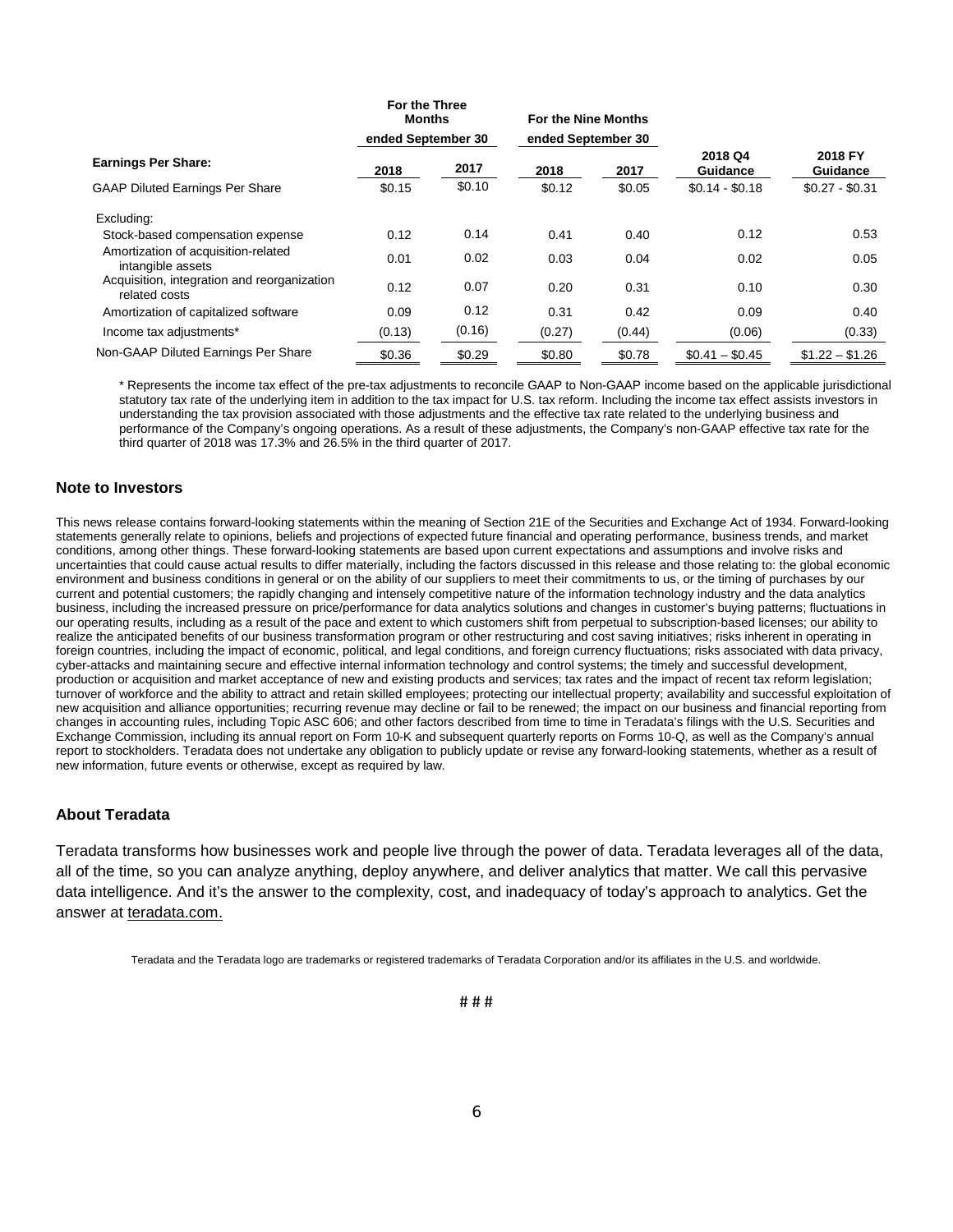| Earnings Per Share: | For the Three Months ended September 30 | | For the Nine Months ended September 30 | | 2018 Q4 Guidance | 2018 FY Guidance |
|---|---|---|---|---|---|---|
| | 2018 | 2017 | 2018 | 2017 | | |
| GAAP Diluted Earnings Per Share | $0.15 | $0.10 | $0.12 | $0.05 | $0.14 - $0.18 | $0.27 - $0.31 |
| Excluding: | | | | | | |
| Stock-based compensation expense | 0.12 | 0.14 | 0.41 | 0.40 | 0.12 | 0.53 |
| Amortization of acquisition-related intangible assets | 0.01 | 0.02 | 0.03 | 0.04 | 0.02 | 0.05 |
| Acquisition, integration and reorganization related costs | 0.12 | 0.07 | 0.20 | 0.31 | 0.10 | 0.30 |
| Amortization of capitalized software | 0.09 | 0.12 | 0.31 | 0.42 | 0.09 | 0.40 |
| Income tax adjustments* | (0.13) | (0.16) | (0.27) | (0.44) | (0.06) | (0.33) |
| Non-GAAP Diluted Earnings Per Share | $0.36 | $0.29 | $0.80 | $0.78 | $0.41 – $0.45 | $1.22 – $1.26 |

* Represents the income tax effect of the pre-tax adjustments to reconcile GAAP to Non-GAAP income based on the applicable jurisdictional statutory tax rate of the underlying item in addition to the tax impact for U.S. tax reform. Including the income tax effect assists investors in understanding the tax provision associated with those adjustments and the effective tax rate related to the underlying business and performance of the Company's ongoing operations. As a result of these adjustments, the Company's non-GAAP effective tax rate for the third quarter of 2018 was 17.3% and 26.5% in the third quarter of 2017.

### Note to Investors

This news release contains forward-looking statements within the meaning of Section 21E of the Securities and Exchange Act of 1934. Forward-looking statements generally relate to opinions, beliefs and projections of expected future financial and operating performance, business trends, and market conditions, among other things. These forward-looking statements are based upon current expectations and assumptions and involve risks and uncertainties that could cause actual results to differ materially, including the factors discussed in this release and those relating to: the global economic environment and business conditions in general or on the ability of our suppliers to meet their commitments to us, or the timing of purchases by our current and potential customers; the rapidly changing and intensely competitive nature of the information technology industry and the data analytics business, including the increased pressure on price/performance for data analytics solutions and changes in customer's buying patterns; fluctuations in our operating results, including as a result of the pace and extent to which customers shift from perpetual to subscription-based licenses; our ability to realize the anticipated benefits of our business transformation program or other restructuring and cost saving initiatives; risks inherent in operating in foreign countries, including the impact of economic, political, and legal conditions, and foreign currency fluctuations; risks associated with data privacy, cyber-attacks and maintaining secure and effective internal information technology and control systems; the timely and successful development, production or acquisition and market acceptance of new and existing products and services; tax rates and the impact of recent tax reform legislation; turnover of workforce and the ability to attract and retain skilled employees; protecting our intellectual property; availability and successful exploitation of new acquisition and alliance opportunities; recurring revenue may decline or fail to be renewed; the impact on our business and financial reporting from changes in accounting rules, including Topic ASC 606; and other factors described from time to time in Teradata's filings with the U.S. Securities and Exchange Commission, including its annual report on Form 10-K and subsequent quarterly reports on Forms 10-Q, as well as the Company's annual report to stockholders. Teradata does not undertake any obligation to publicly update or revise any forward-looking statements, whether as a result of new information, future events or otherwise, except as required by law.

### About Teradata

Teradata transforms how businesses work and people live through the power of data. Teradata leverages all of the data, all of the time, so you can analyze anything, deploy anywhere, and deliver analytics that matter. We call this pervasive data intelligence. And it's the answer to the complexity, cost, and inadequacy of today's approach to analytics. Get the answer at teradata.com.

Teradata and the Teradata logo are trademarks or registered trademarks of Teradata Corporation and/or its affiliates in the U.S. and worldwide.

# # #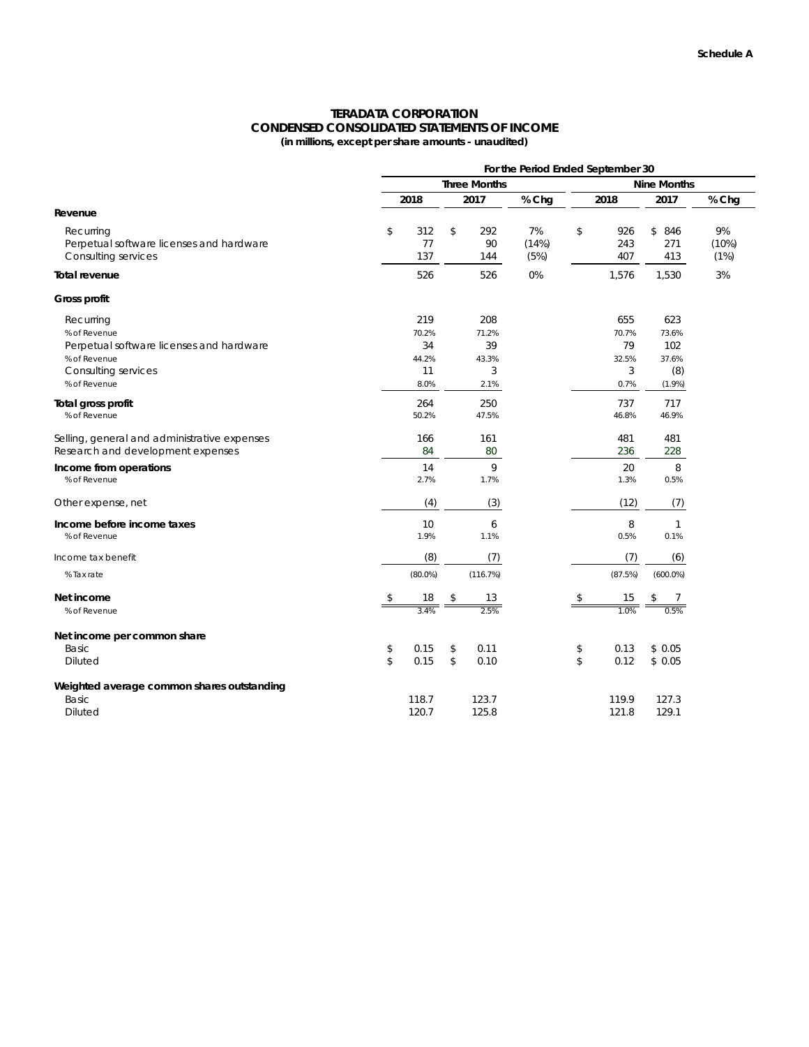**Schedule A**

# TERADATA CORPORATION
## CONDENSED CONSOLIDATED STATEMENTS OF INCOME
**(in millions, except per share amounts - unaudited)**

| | For the Period Ended September 30 | | | | | |
|---|---|---|---|---|---|---|
| | Three Months | | | Nine Months | | |
| | 2018 | 2017 | % Chg | 2018 | 2017 | % Chg |
| **Revenue** | | | | | | |
| Recurring | $ 312 | $ 292 | 7% | $ 926 | $ 846 | 9% |
| Perpetual software licenses and hardware | 77 | 90 | (14%) | 243 | 271 | (10%) |
| Consulting services | 137 | 144 | (5%) | 407 | 413 | (1%) |
| **Total revenue** | 526 | 526 | 0% | 1,576 | 1,530 | 3% |
| **Gross profit** | | | | | | |
| Recurring | 219 | 208 | | 655 | 623 | |
| % of Revenue | 70.2% | 71.2% | | 70.7% | 73.6% | |
| Perpetual software licenses and hardware | 34 | 39 | | 79 | 102 | |
| % of Revenue | 44.2% | 43.3% | | 32.5% | 37.6% | |
| Consulting services | 11 | 3 | | 3 | (8) | |
| % of Revenue | 8.0% | 2.1% | | 0.7% | (1.9%) | |
| **Total gross profit** | 264 | 250 | | 737 | 717 | |
| % of Revenue | 50.2% | 47.5% | | 46.8% | 46.9% | |
| Selling, general and administrative expenses | 166 | 161 | | 481 | 481 | |
| Research and development expenses | 84 | 80 | | 236 | 228 | |
| **Income from operations** | 14 | 9 | | 20 | 8 | |
| % of Revenue | 2.7% | 1.7% | | 1.3% | 0.5% | |
| Other expense, net | (4) | (3) | | (12) | (7) | |
| **Income before income taxes** | 10 | 6 | | 8 | 1 | |
| % of Revenue | 1.9% | 1.1% | | 0.5% | 0.1% | |
| Income tax benefit | (8) | (7) | | (7) | (6) | |
| % Tax rate | (80.0%) | (116.7%) | | (87.5%) | (600.0%) | |
| **Net income** | $ 18 | $ 13 | | $ 15 | $ 7 | |
| % of Revenue | 3.4% | 2.5% | | 1.0% | 0.5% | |
| **Net income per common share** | | | | | | |
| Basic | $ 0.15 | $ 0.11 | | $ 0.13 | $ 0.05 | |
| Diluted | $ 0.15 | $ 0.10 | | $ 0.12 | $ 0.05 | |
| **Weighted average common shares outstanding** | | | | | | |
| Basic | 118.7 | 123.7 | | 119.9 | 127.3 | |
| Diluted | 120.7 | 125.8 | | 121.8 | 129.1 | |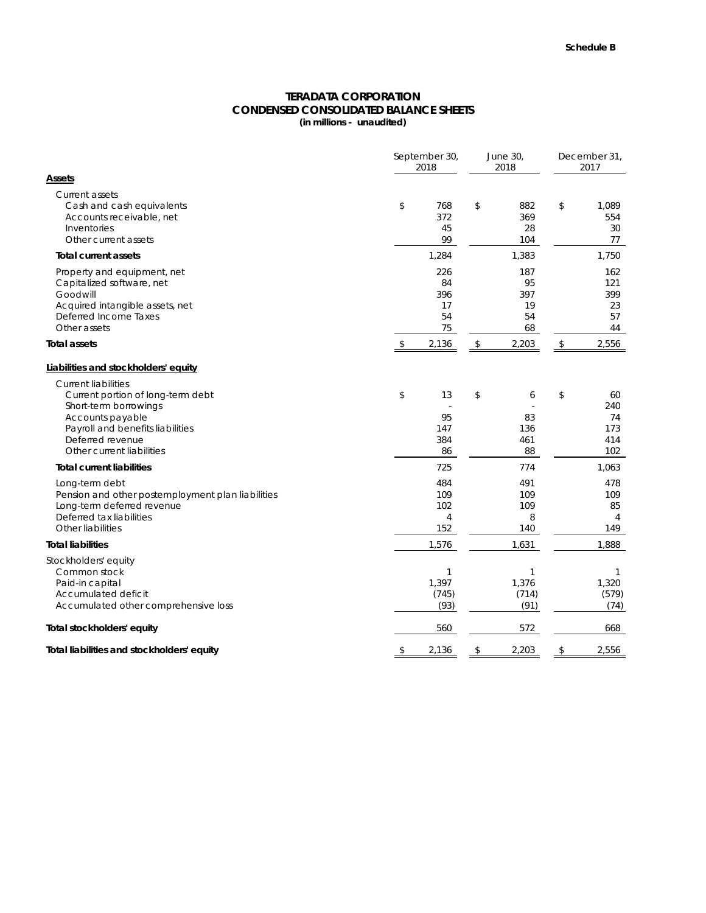**Schedule B**

# TERADATA CORPORATION
## CONDENSED CONSOLIDATED BALANCE SHEETS
**(in millions - unaudited)**

| | September 30, 2018 | June 30, 2018 | December 31, 2017 |
|---|---|---|---|
| **Assets** | | | |
| Current assets | | | |
| Cash and cash equivalents | $ 768 | $ 882 | $ 1,089 |
| Accounts receivable, net | 372 | 369 | 554 |
| Inventories | 45 | 28 | 30 |
| Other current assets | 99 | 104 | 77 |
| **Total current assets** | 1,284 | 1,383 | 1,750 |
| Property and equipment, net | 226 | 187 | 162 |
| Capitalized software, net | 84 | 95 | 121 |
| Goodwill | 396 | 397 | 399 |
| Acquired intangible assets, net | 17 | 19 | 23 |
| Deferred Income Taxes | 54 | 54 | 57 |
| Other assets | 75 | 68 | 44 |
| **Total assets** | $ 2,136 | $ 2,203 | $ 2,556 |
| **Liabilities and stockholders' equity** | | | |
| Current liabilities | | | |
| Current portion of long-term debt | $ 13 | $ 6 | $ 60 |
| Short-term borrowings | - | - | 240 |
| Accounts payable | 95 | 83 | 74 |
| Payroll and benefits liabilities | 147 | 136 | 173 |
| Deferred revenue | 384 | 461 | 414 |
| Other current liabilities | 86 | 88 | 102 |
| **Total current liabilities** | 725 | 774 | 1,063 |
| Long-term debt | 484 | 491 | 478 |
| Pension and other postemployment plan liabilities | 109 | 109 | 109 |
| Long-term deferred revenue | 102 | 109 | 85 |
| Deferred tax liabilities | 4 | 8 | 4 |
| Other liabilities | 152 | 140 | 149 |
| **Total liabilities** | 1,576 | 1,631 | 1,888 |
| Stockholders' equity | | | |
| Common stock | 1 | 1 | 1 |
| Paid-in capital | 1,397 | 1,376 | 1,320 |
| Accumulated deficit | (745) | (714) | (579) |
| Accumulated other comprehensive loss | (93) | (91) | (74) |
| **Total stockholders' equity** | 560 | 572 | 668 |
| **Total liabilities and stockholders' equity** | $ 2,136 | $ 2,203 | $ 2,556 |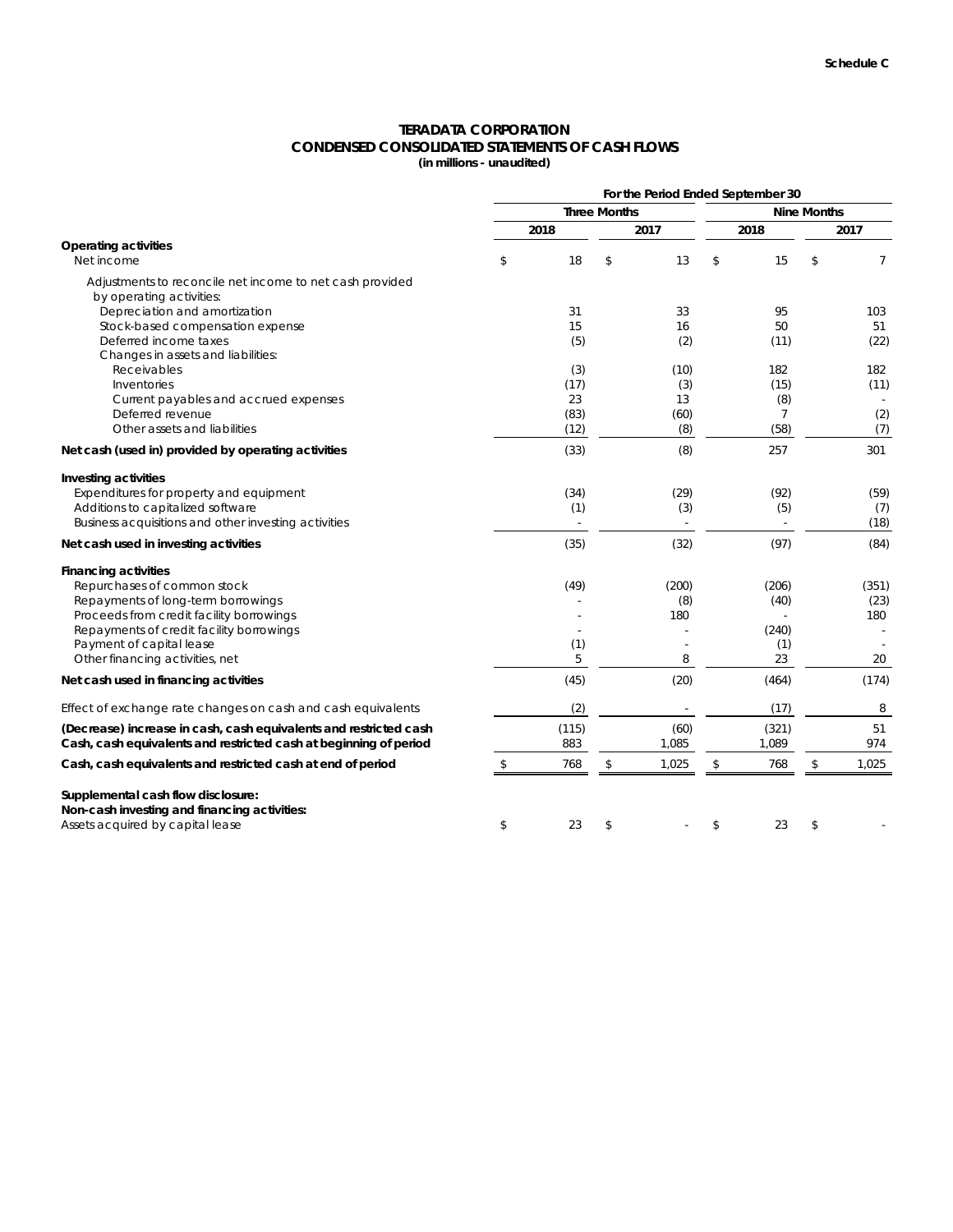**Schedule C**

# TERADATA CORPORATION
## CONDENSED CONSOLIDATED STATEMENTS OF CASH FLOWS
**(in millions - unaudited)**

| | For the Period Ended September 30 | | | |
|---|---|---|---|---|
| | Three Months | | Nine Months | |
| | 2018 | 2017 | 2018 | 2017 |
| **Operating activities** | | | | |
| Net income | $ 18 | $ 13 | $ 15 | $ 7 |
| Adjustments to reconcile net income to net cash provided by operating activities: | | | | |
| Depreciation and amortization | 31 | 33 | 95 | 103 |
| Stock-based compensation expense | 15 | 16 | 50 | 51 |
| Deferred income taxes | (5) | (2) | (11) | (22) |
| Changes in assets and liabilities: | | | | |
| Receivables | (3) | (10) | 182 | 182 |
| Inventories | (17) | (3) | (15) | (11) |
| Current payables and accrued expenses | 23 | 13 | (8) | - |
| Deferred revenue | (83) | (60) | 7 | (2) |
| Other assets and liabilities | (12) | (8) | (58) | (7) |
| **Net cash (used in) provided by operating activities** | (33) | (8) | 257 | 301 |
| **Investing activities** | | | | |
| Expenditures for property and equipment | (34) | (29) | (92) | (59) |
| Additions to capitalized software | (1) | (3) | (5) | (7) |
| Business acquisitions and other investing activities | - | - | - | (18) |
| **Net cash used in investing activities** | (35) | (32) | (97) | (84) |
| **Financing activities** | | | | |
| Repurchases of common stock | (49) | (200) | (206) | (351) |
| Repayments of long-term borrowings | - | (8) | (40) | (23) |
| Proceeds from credit facility borrowings | - | 180 | - | 180 |
| Repayments of credit facility borrowings | - | - | (240) | - |
| Payment of capital lease | (1) | - | (1) | - |
| Other financing activities, net | 5 | 8 | 23 | 20 |
| **Net cash used in financing activities** | (45) | (20) | (464) | (174) |
| Effect of exchange rate changes on cash and cash equivalents | (2) | - | (17) | 8 |
| **(Decrease) increase in cash, cash equivalents and restricted cash** | (115) | (60) | (321) | 51 |
| **Cash, cash equivalents and restricted cash at beginning of period** | 883 | 1,085 | 1,089 | 974 |
| **Cash, cash equivalents and restricted cash at end of period** | $ 768 | $ 1,025 | $ 768 | $ 1,025 |
| **Supplemental cash flow disclosure:** | | | | |
| **Non-cash investing and financing activities:** | | | | |
| Assets acquired by capital lease | $ 23 | $ - | $ 23 | $ - |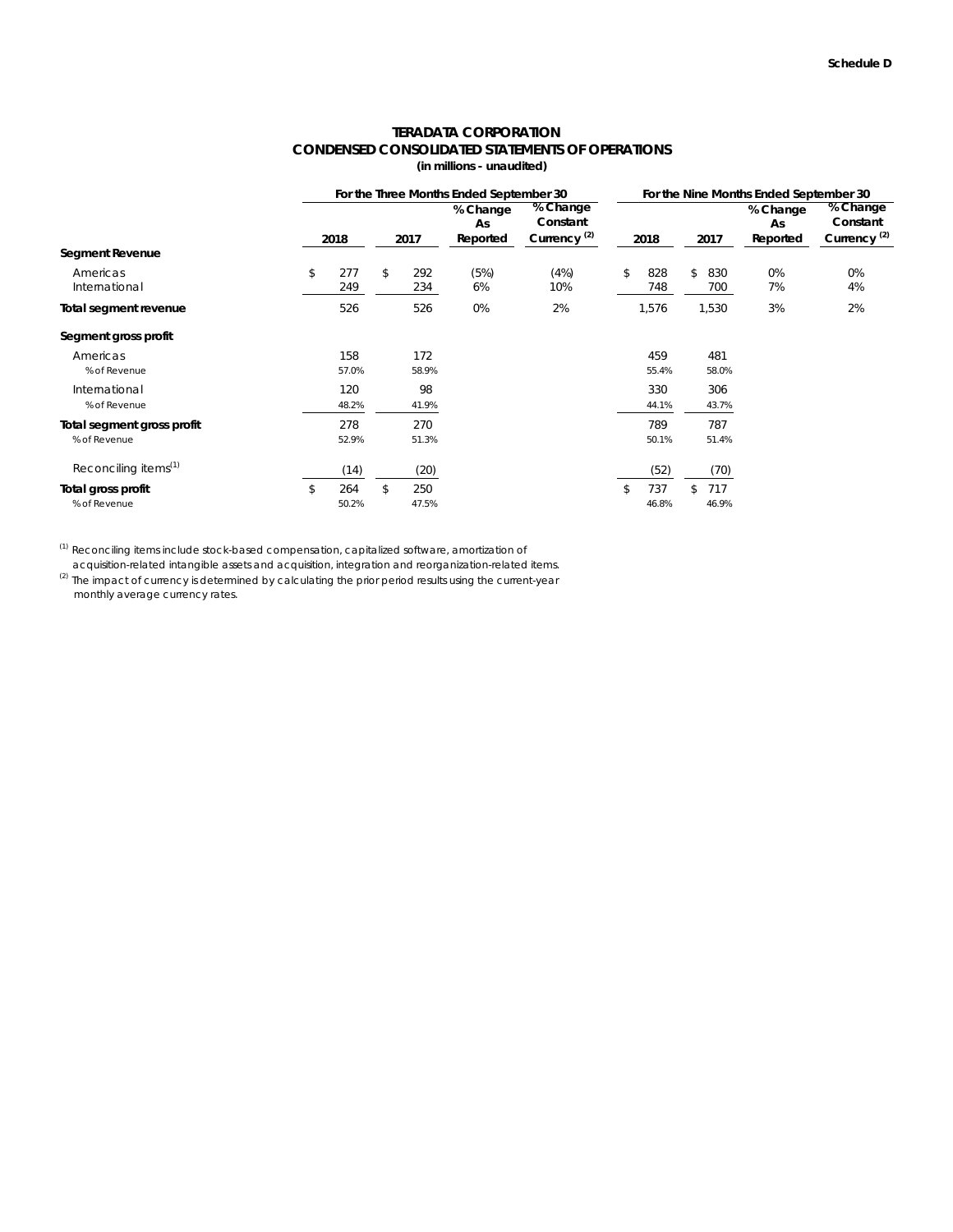Schedule D

# TERADATA CORPORATION
## CONDENSED CONSOLIDATED STATEMENTS OF OPERATIONS
**(in millions - unaudited)**

| | For the Three Months Ended September 30 | | | | For the Nine Months Ended September 30 | | | |
|---|---|---|---|---|---|---|---|---|
| | 2018 | 2017 | % Change As Reported | % Change Constant Currency [(2)] | 2018 | 2017 | % Change As Reported | % Change Constant Currency [(2)] |
| **Segment Revenue** | | | | | | | | |
| Americas | $ 277 | $ 292 | (5%) | (4%) | $ 828 | $ 830 | 0% | 0% |
| International | 249 | 234 | 6% | 10% | 748 | 700 | 7% | 4% |
| **Total segment revenue** | 526 | 526 | 0% | 2% | 1,576 | 1,530 | 3% | 2% |
| **Segment gross profit** | | | | | | | | |
| Americas | 158 | 172 | | | 459 | 481 | | |
| % of Revenue | 57.0% | 58.9% | | | 55.4% | 58.0% | | |
| International | 120 | 98 | | | 330 | 306 | | |
| % of Revenue | 48.2% | 41.9% | | | 44.1% | 43.7% | | |
| **Total segment gross profit** | 278 | 270 | | | 789 | 787 | | |
| % of Revenue | 52.9% | 51.3% | | | 50.1% | 51.4% | | |
| Reconciling items[(1)] | (14) | (20) | | | (52) | (70) | | |
| **Total gross profit** | $ 264 | $ 250 | | | $ 737 | $ 717 | | |
| % of Revenue | 50.2% | 47.5% | | | 46.8% | 46.9% | | |

[(1)] Reconciling items include stock-based compensation, capitalized software, amortization of acquisition-related intangible assets and acquisition, integration and reorganization-related items.

[(2)] The impact of currency is determined by calculating the prior period results using the current-year monthly average currency rates.